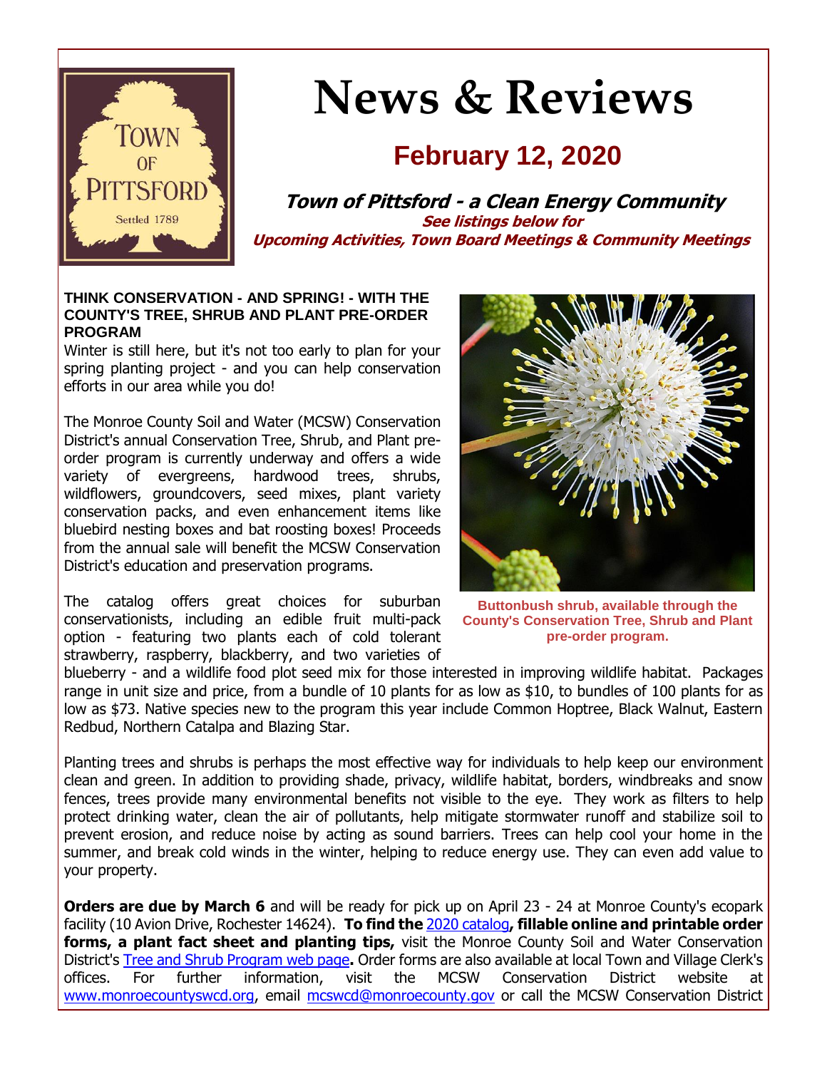# News & Reviews

## February 12, 2020

**Town of Pittsford - a Clean Energy Community**

**See listings below for Upcoming Activities, Town Board Meetings & Community Meetings**

### THINK CONSERVATION - AND SPRING! - WITH THE COUNTY'S TREE, SHRUB AND PLANT PRE-ORDER PROGRAM

Winter is still here, but it's not too early to plan for your spring planting project - and you can help conservation efforts in our area while you do!

The Monroe County Soil and Water (MCSW) Conservation District's annual Conservation Tree, Shrub, and Plant pre-order program is currently underway and offers a wide variety of evergreens, hardwood trees, shrubs, wildflowers, groundcovers, seed mixes, plant variety conservation packs, and even enhancement items like bluebird nesting boxes and bat roosting boxes! Proceeds from the annual sale will benefit the MCSW Conservation District's education and preservation programs.

Buttonbush shrub, available through the County's Conservation Tree, Shrub and Plant pre-order program.

The catalog offers great choices for suburban conservationists, including an edible fruit multi-pack option - featuring two plants each of cold tolerant strawberry, raspberry, blackberry, and two varieties of blueberry - and a wildlife food plot seed mix for those interested in improving wildlife habitat. Packages range in unit size and price, from a bundle of 10 plants for as low as $10, to bundles of 100 plants for as low as $73. Native species new to the program this year include Common Hoptree, Black Walnut, Eastern Redbud, Northern Catalpa and Blazing Star.

Planting trees and shrubs is perhaps the most effective way for individuals to help keep our environment clean and green. In addition to providing shade, privacy, wildlife habitat, borders, windbreaks and snow fences, trees provide many environmental benefits not visible to the eye. They work as filters to help protect drinking water, clean the air of pollutants, help mitigate stormwater runoff and stabilize soil to prevent erosion, and reduce noise by acting as sound barriers. Trees can help cool your home in the summer, and break cold winds in the winter, helping to reduce energy use. They can even add value to your property.

**Orders are due by March 6** and will be ready for pick up on April 23 - 24 at Monroe County's ecopark facility (10 Avion Drive, Rochester 14624). **To find the** 2020 catalog**, fillable online and printable order forms, a plant fact sheet and planting tips,** visit the Monroe County Soil and Water Conservation District's Tree and Shrub Program web page**.** Order forms are also available at local Town and Village Clerk's offices. For further information, visit the MCSW Conservation District website at www.monroecountyswcd.org, email mcswcd@monroecounty.gov or call the MCSW Conservation District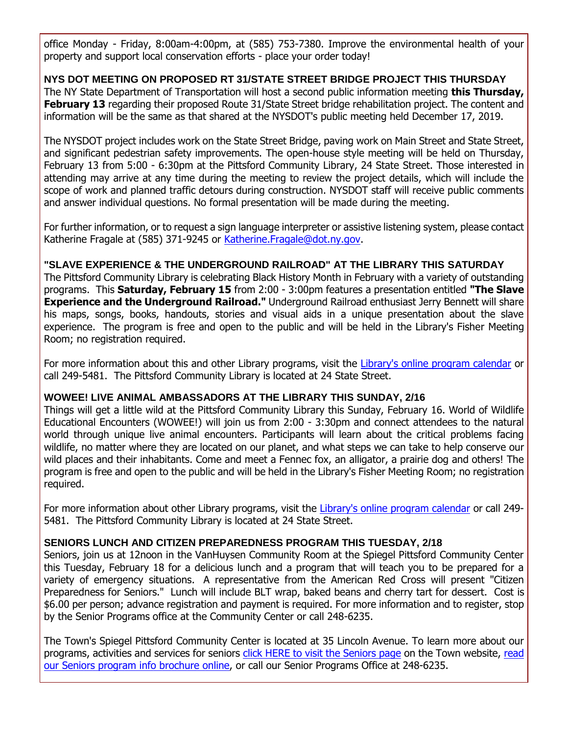office Monday - Friday, 8:00am-4:00pm, at (585) 753-7380. Improve the environmental health of your property and support local conservation efforts - place your order today!

### NYS DOT MEETING ON PROPOSED RT 31/STATE STREET BRIDGE PROJECT THIS THURSDAY

The NY State Department of Transportation will host a second public information meeting **this Thursday, February 13** regarding their proposed Route 31/State Street bridge rehabilitation project. The content and information will be the same as that shared at the NYSDOT's public meeting held December 17, 2019.

The NYSDOT project includes work on the State Street Bridge, paving work on Main Street and State Street, and significant pedestrian safety improvements. The open-house style meeting will be held on Thursday, February 13 from 5:00 - 6:30pm at the Pittsford Community Library, 24 State Street. Those interested in attending may arrive at any time during the meeting to review the project details, which will include the scope of work and planned traffic detours during construction. NYSDOT staff will receive public comments and answer individual questions. No formal presentation will be made during the meeting.

For further information, or to request a sign language interpreter or assistive listening system, please contact Katherine Fragale at (585) 371-9245 or Katherine.Fragale@dot.ny.gov.

### "SLAVE EXPERIENCE & THE UNDERGROUND RAILROAD" AT THE LIBRARY THIS SATURDAY

The Pittsford Community Library is celebrating Black History Month in February with a variety of outstanding programs. This **Saturday, February 15** from 2:00 - 3:00pm features a presentation entitled **"The Slave Experience and the Underground Railroad."** Underground Railroad enthusiast Jerry Bennett will share his maps, songs, books, handouts, stories and visual aids in a unique presentation about the slave experience. The program is free and open to the public and will be held in the Library's Fisher Meeting Room; no registration required.

For more information about this and other Library programs, visit the Library's online program calendar or call 249-5481. The Pittsford Community Library is located at 24 State Street.

### WOWEE! LIVE ANIMAL AMBASSADORS AT THE LIBRARY THIS SUNDAY, 2/16

Things will get a little wild at the Pittsford Community Library this Sunday, February 16. World of Wildlife Educational Encounters (WOWEE!) will join us from 2:00 - 3:30pm and connect attendees to the natural world through unique live animal encounters. Participants will learn about the critical problems facing wildlife, no matter where they are located on our planet, and what steps we can take to help conserve our wild places and their inhabitants. Come and meet a Fennec fox, an alligator, a prairie dog and others! The program is free and open to the public and will be held in the Library's Fisher Meeting Room; no registration required.

For more information about other Library programs, visit the Library's online program calendar or call 249-5481. The Pittsford Community Library is located at 24 State Street.

### SENIORS LUNCH AND CITIZEN PREPAREDNESS PROGRAM THIS TUESDAY, 2/18

Seniors, join us at 12noon in the VanHuysen Community Room at the Spiegel Pittsford Community Center this Tuesday, February 18 for a delicious lunch and a program that will teach you to be prepared for a variety of emergency situations. A representative from the American Red Cross will present "Citizen Preparedness for Seniors." Lunch will include BLT wrap, baked beans and cherry tart for dessert. Cost is $6.00 per person; advance registration and payment is required. For more information and to register, stop by the Senior Programs office at the Community Center or call 248-6235.

The Town's Spiegel Pittsford Community Center is located at 35 Lincoln Avenue. To learn more about our programs, activities and services for seniors click HERE to visit the Seniors page on the Town website, read our Seniors program info brochure online, or call our Senior Programs Office at 248-6235.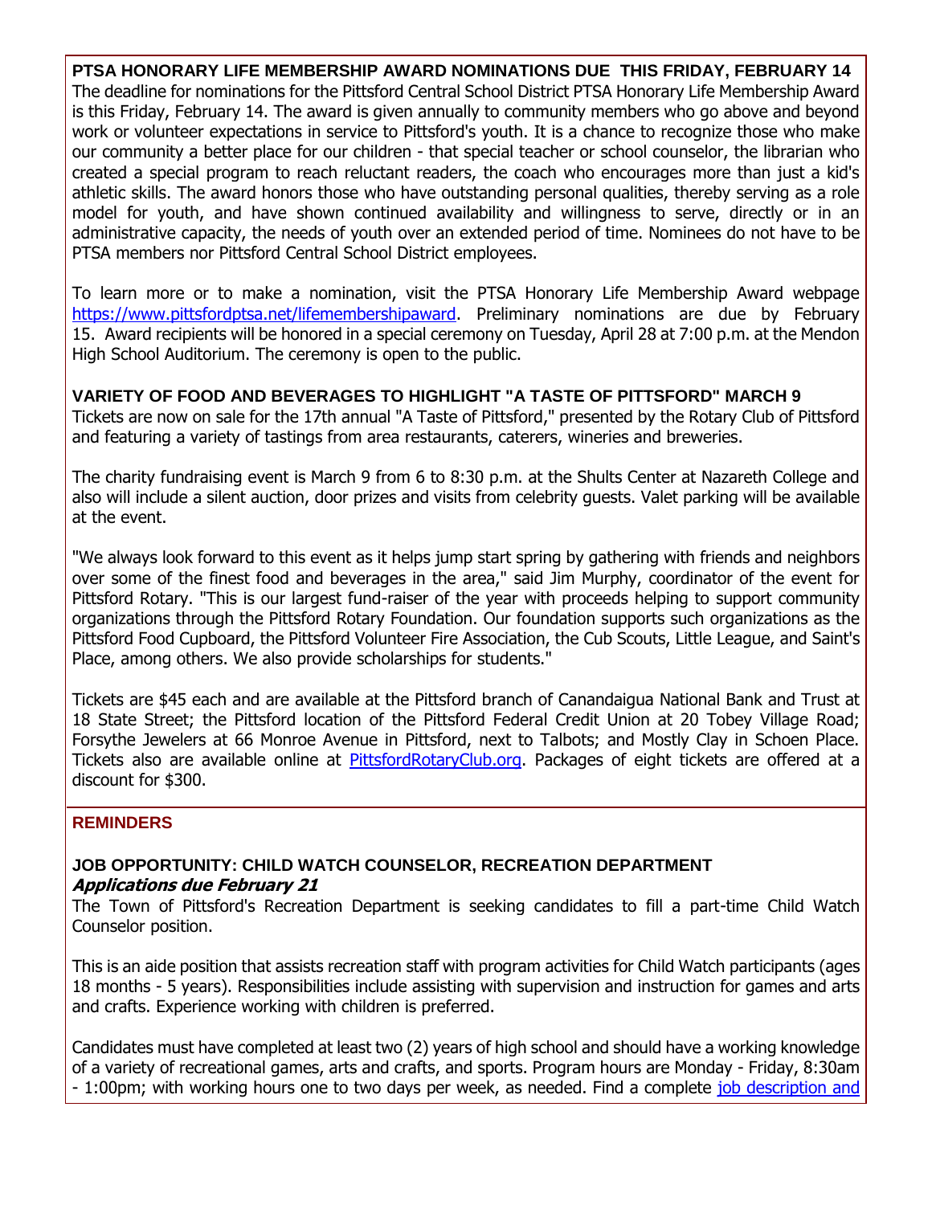## PTSA HONORARY LIFE MEMBERSHIP AWARD NOMINATIONS DUE THIS FRIDAY, FEBRUARY 14

The deadline for nominations for the Pittsford Central School District PTSA Honorary Life Membership Award is this Friday, February 14. The award is given annually to community members who go above and beyond work or volunteer expectations in service to Pittsford's youth. It is a chance to recognize those who make our community a better place for our children - that special teacher or school counselor, the librarian who created a special program to reach reluctant readers, the coach who encourages more than just a kid's athletic skills. The award honors those who have outstanding personal qualities, thereby serving as a role model for youth, and have shown continued availability and willingness to serve, directly or in an administrative capacity, the needs of youth over an extended period of time. Nominees do not have to be PTSA members nor Pittsford Central School District employees.

To learn more or to make a nomination, visit the PTSA Honorary Life Membership Award webpage [https://www.pittsfordptsa.net/lifemembershipaward](https://www.pittsfordptsa.net/lifemembershipaward). Preliminary nominations are due by February 15. Award recipients will be honored in a special ceremony on Tuesday, April 28 at 7:00 p.m. at the Mendon High School Auditorium. The ceremony is open to the public.

## VARIETY OF FOOD AND BEVERAGES TO HIGHLIGHT "A TASTE OF PITTSFORD" MARCH 9

Tickets are now on sale for the 17th annual "A Taste of Pittsford," presented by the Rotary Club of Pittsford and featuring a variety of tastings from area restaurants, caterers, wineries and breweries.

The charity fundraising event is March 9 from 6 to 8:30 p.m. at the Shults Center at Nazareth College and also will include a silent auction, door prizes and visits from celebrity guests. Valet parking will be available at the event.

"We always look forward to this event as it helps jump start spring by gathering with friends and neighbors over some of the finest food and beverages in the area," said Jim Murphy, coordinator of the event for Pittsford Rotary. "This is our largest fund-raiser of the year with proceeds helping to support community organizations through the Pittsford Rotary Foundation. Our foundation supports such organizations as the Pittsford Food Cupboard, the Pittsford Volunteer Fire Association, the Cub Scouts, Little League, and Saint's Place, among others. We also provide scholarships for students."

Tickets are $45 each and are available at the Pittsford branch of Canandaigua National Bank and Trust at 18 State Street; the Pittsford location of the Pittsford Federal Credit Union at 20 Tobey Village Road; Forsythe Jewelers at 66 Monroe Avenue in Pittsford, next to Talbots; and Mostly Clay in Schoen Place. Tickets also are available online at [PittsfordRotaryClub.org](PittsfordRotaryClub.org). Packages of eight tickets are offered at a discount for $300.

## REMINDERS

### JOB OPPORTUNITY: CHILD WATCH COUNSELOR, RECREATION DEPARTMENT

***Applications due February 21***

The Town of Pittsford's Recreation Department is seeking candidates to fill a part-time Child Watch Counselor position.

This is an aide position that assists recreation staff with program activities for Child Watch participants (ages 18 months - 5 years). Responsibilities include assisting with supervision and instruction for games and arts and crafts. Experience working with children is preferred.

Candidates must have completed at least two (2) years of high school and should have a working knowledge of a variety of recreational games, arts and crafts, and sports. Program hours are Monday - Friday, 8:30am - 1:00pm; with working hours one to two days per week, as needed. Find a complete job description and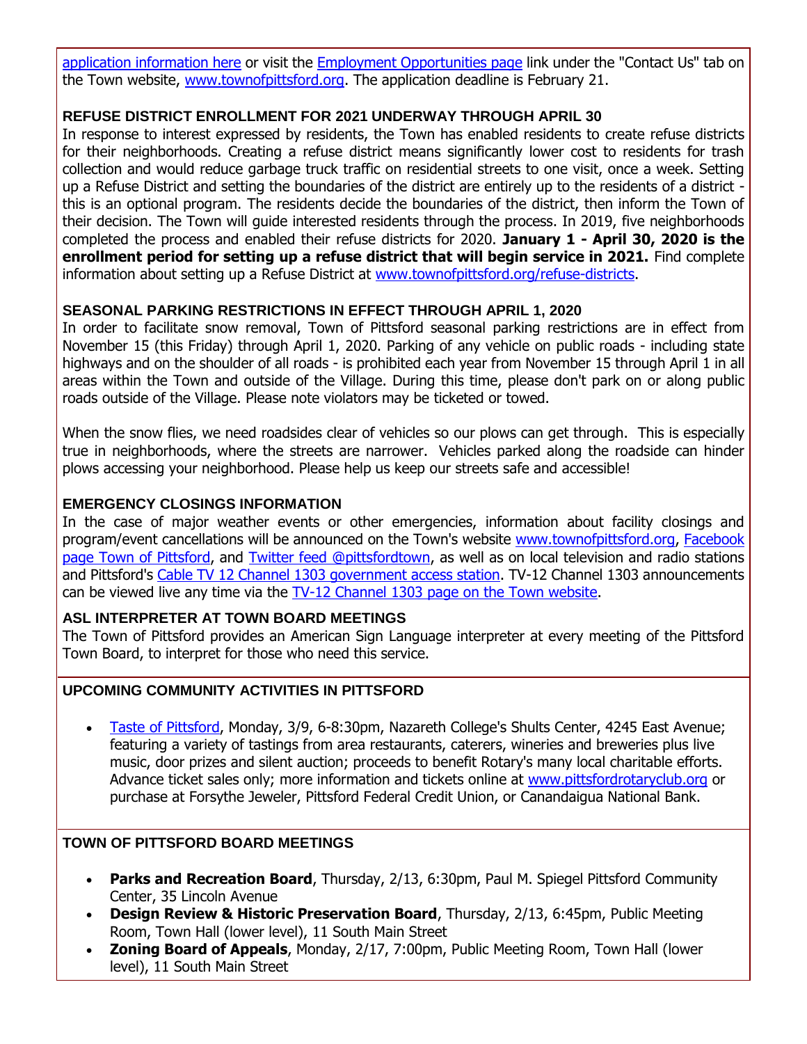application information here or visit the Employment Opportunities page link under the "Contact Us" tab on the Town website, www.townofpittsford.org. The application deadline is February 21.

### REFUSE DISTRICT ENROLLMENT FOR 2021 UNDERWAY THROUGH APRIL 30

In response to interest expressed by residents, the Town has enabled residents to create refuse districts for their neighborhoods. Creating a refuse district means significantly lower cost to residents for trash collection and would reduce garbage truck traffic on residential streets to one visit, once a week. Setting up a Refuse District and setting the boundaries of the district are entirely up to the residents of a district - this is an optional program. The residents decide the boundaries of the district, then inform the Town of their decision. The Town will guide interested residents through the process. In 2019, five neighborhoods completed the process and enabled their refuse districts for 2020. **January 1 - April 30, 2020 is the enrollment period for setting up a refuse district that will begin service in 2021.** Find complete information about setting up a Refuse District at www.townofpittsford.org/refuse-districts.

### SEASONAL PARKING RESTRICTIONS IN EFFECT THROUGH APRIL 1, 2020

In order to facilitate snow removal, Town of Pittsford seasonal parking restrictions are in effect from November 15 (this Friday) through April 1, 2020. Parking of any vehicle on public roads - including state highways and on the shoulder of all roads - is prohibited each year from November 15 through April 1 in all areas within the Town and outside of the Village. During this time, please don't park on or along public roads outside of the Village. Please note violators may be ticketed or towed.

When the snow flies, we need roadsides clear of vehicles so our plows can get through. This is especially true in neighborhoods, where the streets are narrower. Vehicles parked along the roadside can hinder plows accessing your neighborhood. Please help us keep our streets safe and accessible!

### EMERGENCY CLOSINGS INFORMATION

In the case of major weather events or other emergencies, information about facility closings and program/event cancellations will be announced on the Town's website www.townofpittsford.org, Facebook page Town of Pittsford, and Twitter feed @pittsfordtown, as well as on local television and radio stations and Pittsford's Cable TV 12 Channel 1303 government access station. TV-12 Channel 1303 announcements can be viewed live any time via the TV-12 Channel 1303 page on the Town website.

### ASL INTERPRETER AT TOWN BOARD MEETINGS

The Town of Pittsford provides an American Sign Language interpreter at every meeting of the Pittsford Town Board, to interpret for those who need this service.

### UPCOMING COMMUNITY ACTIVITIES IN PITTSFORD

- Taste of Pittsford, Monday, 3/9, 6-8:30pm, Nazareth College's Shults Center, 4245 East Avenue; featuring a variety of tastings from area restaurants, caterers, wineries and breweries plus live music, door prizes and silent auction; proceeds to benefit Rotary's many local charitable efforts. Advance ticket sales only; more information and tickets online at www.pittsfordrotaryclub.org or purchase at Forsythe Jeweler, Pittsford Federal Credit Union, or Canandaigua National Bank.

### TOWN OF PITTSFORD BOARD MEETINGS

- **Parks and Recreation Board**, Thursday, 2/13, 6:30pm, Paul M. Spiegel Pittsford Community Center, 35 Lincoln Avenue
- **Design Review & Historic Preservation Board**, Thursday, 2/13, 6:45pm, Public Meeting Room, Town Hall (lower level), 11 South Main Street
- **Zoning Board of Appeals**, Monday, 2/17, 7:00pm, Public Meeting Room, Town Hall (lower level), 11 South Main Street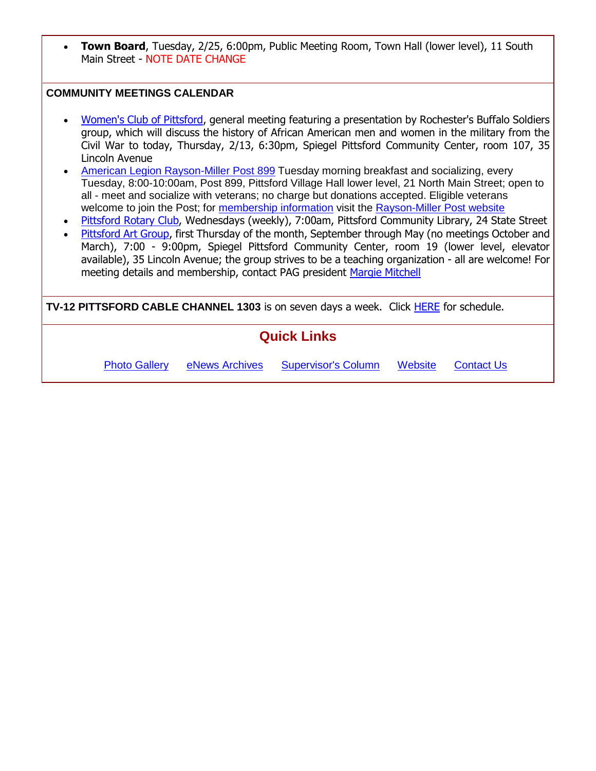- **Town Board**, Tuesday, 2/25, 6:00pm, Public Meeting Room, Town Hall (lower level), 11 South Main Street - NOTE DATE CHANGE

**COMMUNITY MEETINGS CALENDAR**

- Women's Club of Pittsford, general meeting featuring a presentation by Rochester's Buffalo Soldiers group, which will discuss the history of African American men and women in the military from the Civil War to today, Thursday, 2/13, 6:30pm, Spiegel Pittsford Community Center, room 107, 35 Lincoln Avenue
- American Legion Rayson-Miller Post 899 Tuesday morning breakfast and socializing, every Tuesday, 8:00-10:00am, Post 899, Pittsford Village Hall lower level, 21 North Main Street; open to all - meet and socialize with veterans; no charge but donations accepted. Eligible veterans welcome to join the Post; for membership information visit the Rayson-Miller Post website
- Pittsford Rotary Club, Wednesdays (weekly), 7:00am, Pittsford Community Library, 24 State Street
- Pittsford Art Group, first Thursday of the month, September through May (no meetings October and March), 7:00 - 9:00pm, Spiegel Pittsford Community Center, room 19 (lower level, elevator available), 35 Lincoln Avenue; the group strives to be a teaching organization - all are welcome! For meeting details and membership, contact PAG president Margie Mitchell

**TV-12 PITTSFORD CABLE CHANNEL 1303** is on seven days a week. Click HERE for schedule.

## Quick Links

Photo Gallery     eNews Archives     Supervisor's Column     Website     Contact Us